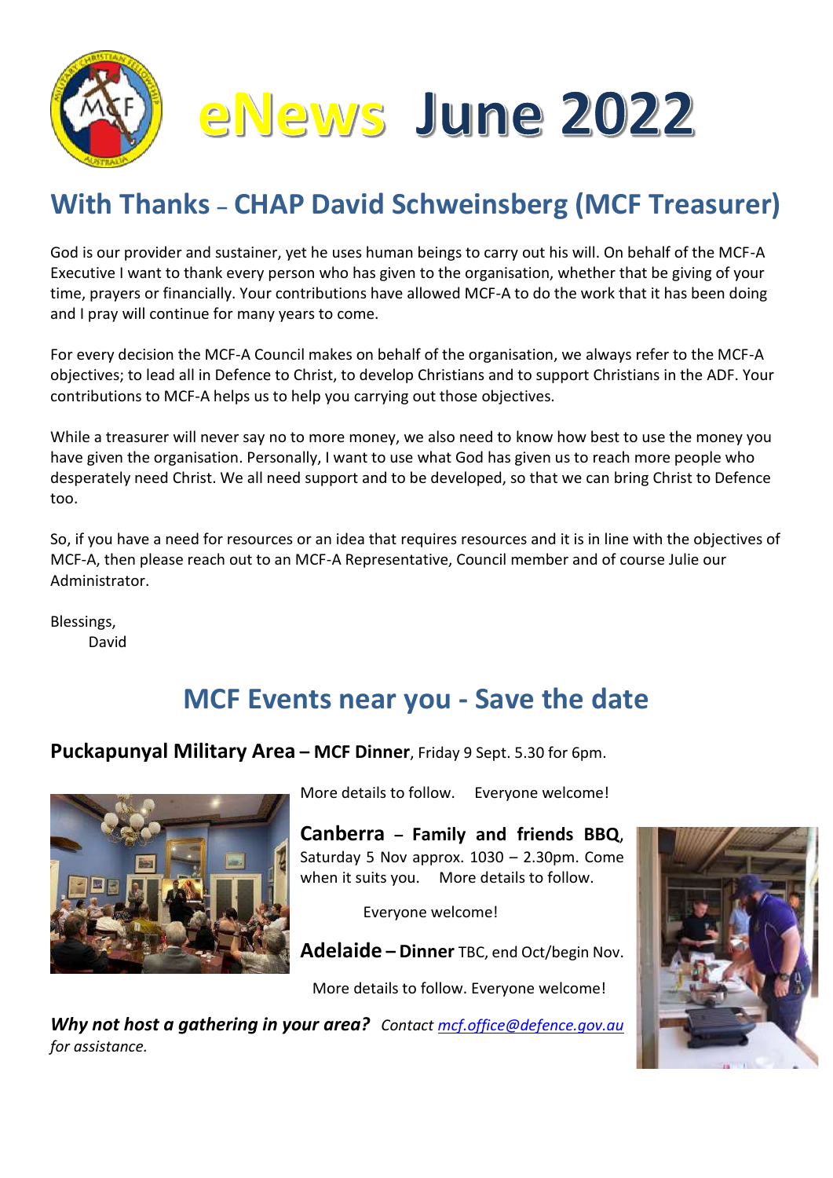# eNews June 2022

## With Thanks – CHAP David Schweinsberg (MCF Treasurer)

God is our provider and sustainer, yet he uses human beings to carry out his will. On behalf of the MCF-A Executive I want to thank every person who has given to the organisation, whether that be giving of your time, prayers or financially. Your contributions have allowed MCF-A to do the work that it has been doing and I pray will continue for many years to come.

For every decision the MCF-A Council makes on behalf of the organisation, we always refer to the MCF-A objectives; to lead all in Defence to Christ, to develop Christians and to support Christians in the ADF. Your contributions to MCF-A helps us to help you carrying out those objectives.

While a treasurer will never say no to more money, we also need to know how best to use the money you have given the organisation. Personally, I want to use what God has given us to reach more people who desperately need Christ. We all need support and to be developed, so that we can bring Christ to Defence too.

So, if you have a need for resources or an idea that requires resources and it is in line with the objectives of MCF-A, then please reach out to an MCF-A Representative, Council member and of course Julie our Administrator.

Blessings,
David

## MCF Events near you - Save the date

**Puckapunyal Military Area – MCF Dinner**, Friday 9 Sept. 5.30 for 6pm.

More details to follow. Everyone welcome!

**Canberra – Family and friends BBQ**, Saturday 5 Nov approx. 1030 – 2.30pm. Come when it suits you. More details to follow.

Everyone welcome!

**Adelaide – Dinner** TBC, end Oct/begin Nov.

More details to follow. Everyone welcome!

***Why not host a gathering in your area?*** *Contact mcf.office@defence.gov.au for assistance.*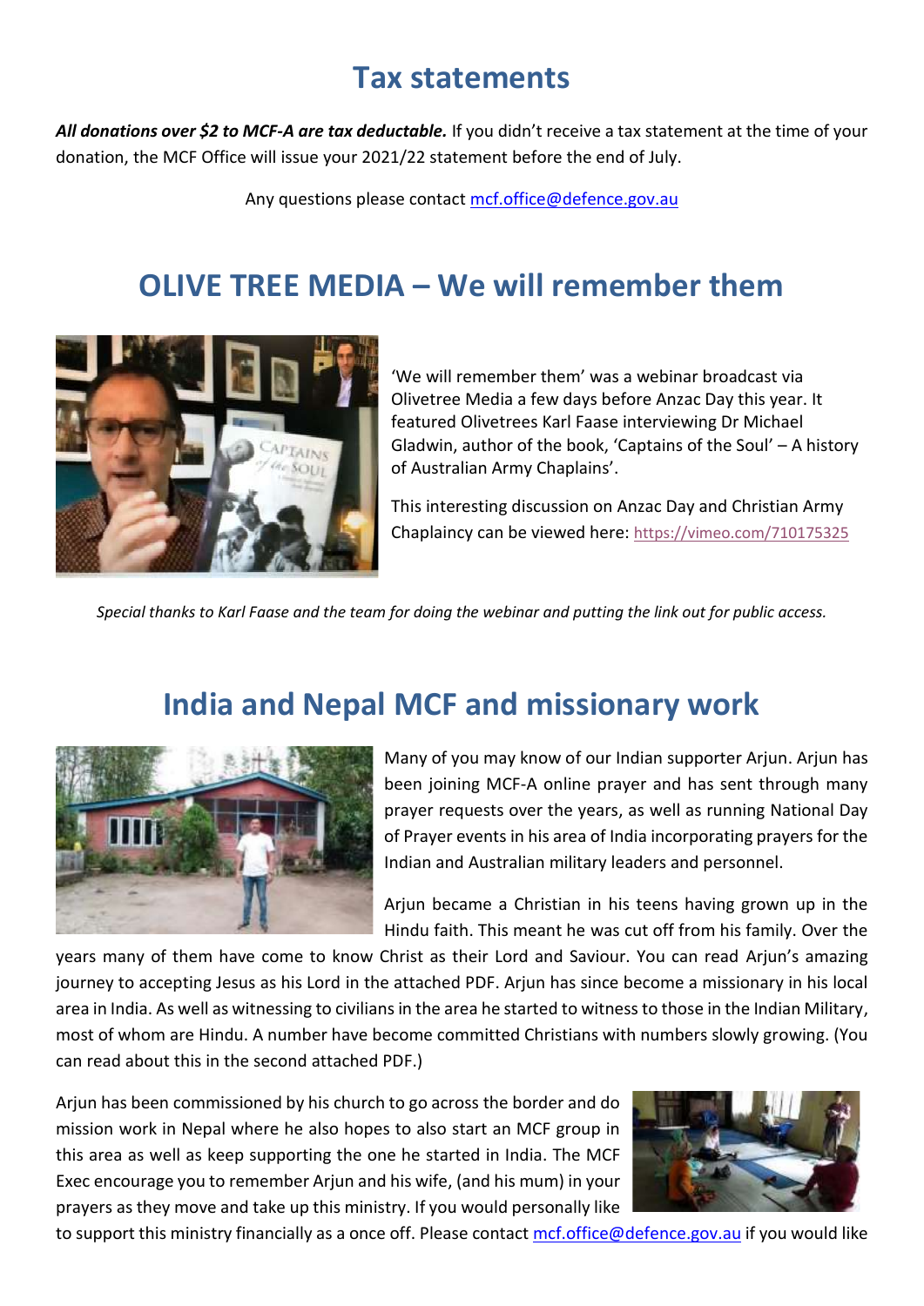# Tax statements

***All donations over $2 to MCF-A are tax deductable.*** If you didn't receive a tax statement at the time of your donation, the MCF Office will issue your 2021/22 statement before the end of July.

Any questions please contact mcf.office@defence.gov.au

# OLIVE TREE MEDIA – We will remember them

'We will remember them' was a webinar broadcast via Olivetree Media a few days before Anzac Day this year. It featured Olivetrees Karl Faase interviewing Dr Michael Gladwin, author of the book, 'Captains of the Soul' – A history of Australian Army Chaplains'.

This interesting discussion on Anzac Day and Christian Army Chaplaincy can be viewed here: https://vimeo.com/710175325

*Special thanks to Karl Faase and the team for doing the webinar and putting the link out for public access.*

# India and Nepal MCF and missionary work

Many of you may know of our Indian supporter Arjun. Arjun has been joining MCF-A online prayer and has sent through many prayer requests over the years, as well as running National Day of Prayer events in his area of India incorporating prayers for the Indian and Australian military leaders and personnel.

Arjun became a Christian in his teens having grown up in the Hindu faith. This meant he was cut off from his family. Over the years many of them have come to know Christ as their Lord and Saviour. You can read Arjun's amazing journey to accepting Jesus as his Lord in the attached PDF. Arjun has since become a missionary in his local area in India. As well as witnessing to civilians in the area he started to witness to those in the Indian Military, most of whom are Hindu. A number have become committed Christians with numbers slowly growing. (You can read about this in the second attached PDF.)

Arjun has been commissioned by his church to go across the border and do mission work in Nepal where he also hopes to also start an MCF group in this area as well as keep supporting the one he started in India. The MCF Exec encourage you to remember Arjun and his wife, (and his mum) in your prayers as they move and take up this ministry. If you would personally like to support this ministry financially as a once off. Please contact mcf.office@defence.gov.au if you would like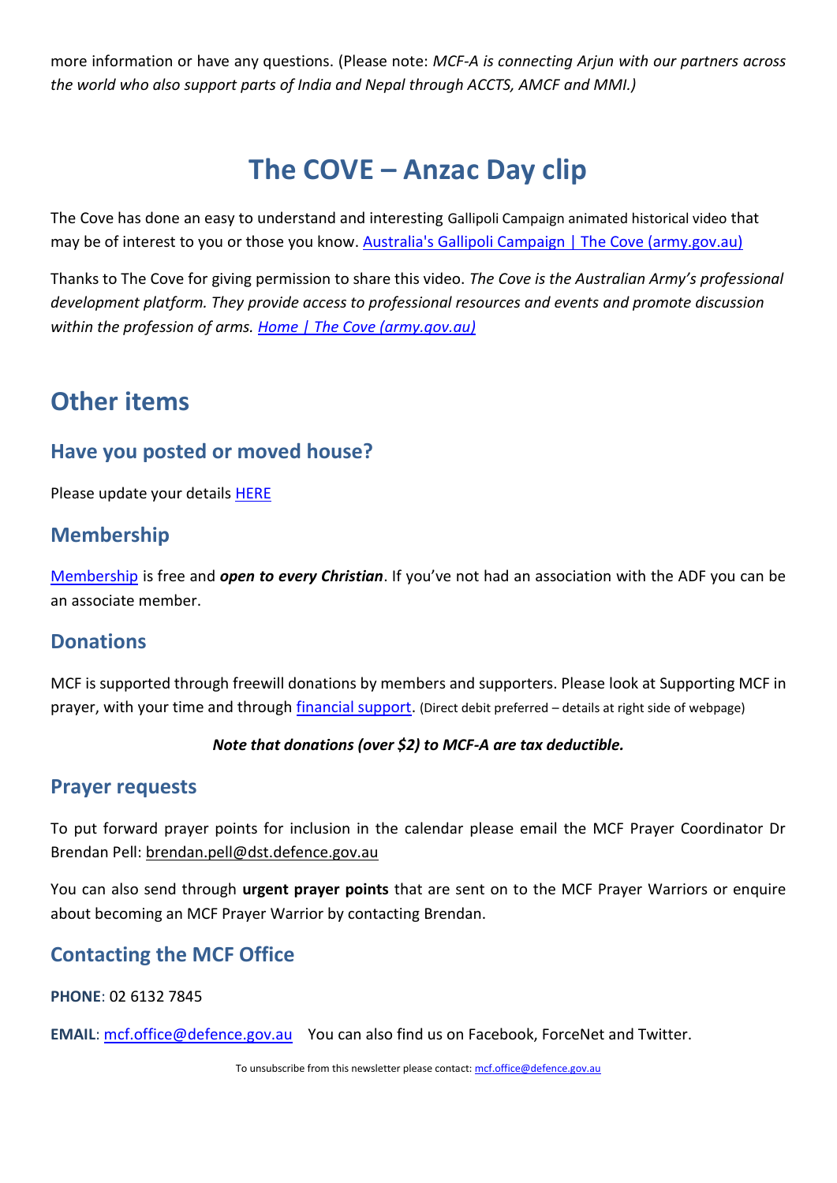more information or have any questions. (Please note: *MCF-A is connecting Arjun with our partners across the world who also support parts of India and Nepal through ACCTS, AMCF and MMI.)*

# The COVE – Anzac Day clip

The Cove has done an easy to understand and interesting Gallipoli Campaign animated historical video that may be of interest to you or those you know. [Australia's Gallipoli Campaign | The Cove (army.gov.au)]

Thanks to The Cove for giving permission to share this video. *The Cove is the Australian Army's professional development platform. They provide access to professional resources and events and promote discussion within the profession of arms. [Home | The Cove (army.gov.au)]*

# Other items

## Have you posted or moved house?

Please update your details HERE

## Membership

Membership is free and ***open to every Christian***. If you've not had an association with the ADF you can be an associate member.

## Donations

MCF is supported through freewill donations by members and supporters. Please look at Supporting MCF in prayer, with your time and through financial support. (Direct debit preferred – details at right side of webpage)

***Note that donations (over $2) to MCF-A are tax deductible.***

## Prayer requests

To put forward prayer points for inclusion in the calendar please email the MCF Prayer Coordinator Dr Brendan Pell: brendan.pell@dst.defence.gov.au

You can also send through **urgent prayer points** that are sent on to the MCF Prayer Warriors or enquire about becoming an MCF Prayer Warrior by contacting Brendan.

## Contacting the MCF Office

**PHONE**: 02 6132 7845

**EMAIL**: mcf.office@defence.gov.au You can also find us on Facebook, ForceNet and Twitter.

To unsubscribe from this newsletter please contact: mcf.office@defence.gov.au